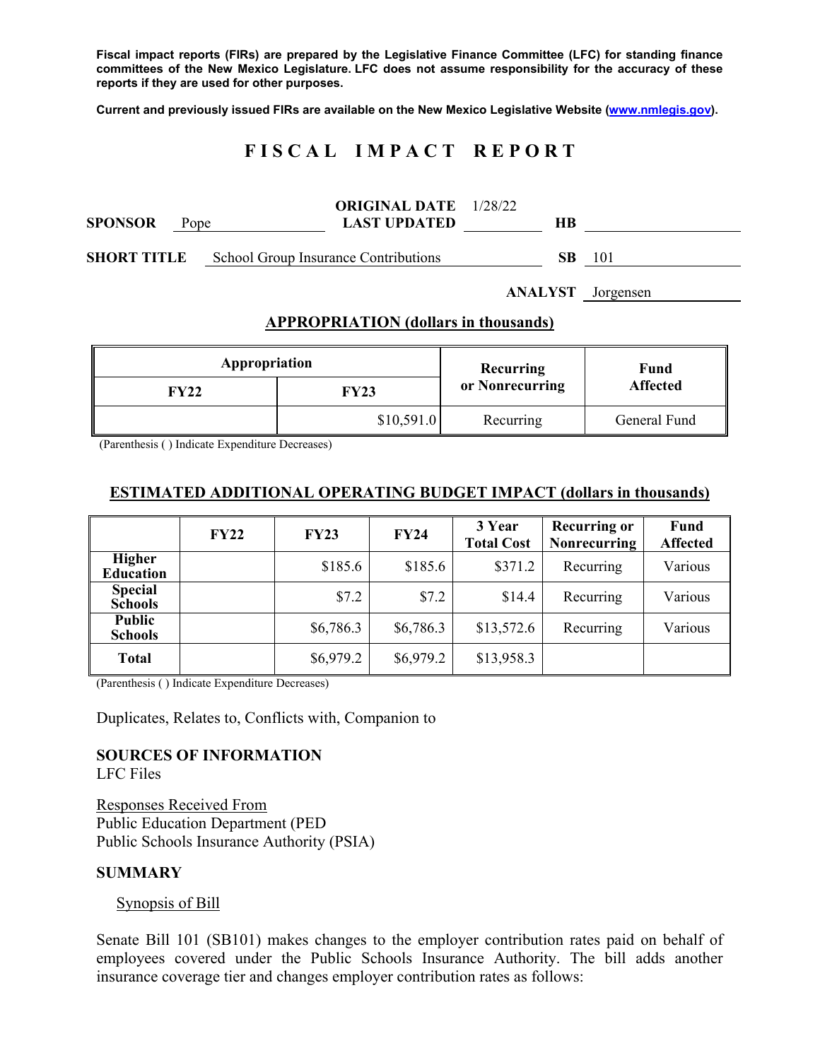**Fiscal impact reports (FIRs) are prepared by the Legislative Finance Committee (LFC) for standing finance committees of the New Mexico Legislature. LFC does not assume responsibility for the accuracy of these reports if they are used for other purposes.**

**Current and previously issued FIRs are available on the New Mexico Legislative Website (www.nmlegis.gov).**

# FISCAL IMPACT REPORT

| | | | | | |
|---|---|---|---|---|---|
| **SPONSOR** | Pope | **ORIGINAL DATE** / **LAST UPDATED** | 1/28/22 | **HB** | |
| **SHORT TITLE** | School Group Insurance Contributions | | | **SB** | 101 |
| | | | | **ANALYST** | Jorgensen |

## APPROPRIATION (dollars in thousands)

| Appropriation | | Recurring or Nonrecurring | Fund Affected |
|---|---|---|---|
| **FY22** | **FY23** | | |
| | $10,591.0 | Recurring | General Fund |

(Parenthesis ( ) Indicate Expenditure Decreases)

## ESTIMATED ADDITIONAL OPERATING BUDGET IMPACT (dollars in thousands)

| | FY22 | FY23 | FY24 | 3 Year Total Cost | Recurring or Nonrecurring | Fund Affected |
|---|---|---|---|---|---|---|
| **Higher Education** | | $185.6 | $185.6 | $371.2 | Recurring | Various |
| **Special Schools** | | $7.2 | $7.2 | $14.4 | Recurring | Various |
| **Public Schools** | | $6,786.3 | $6,786.3 | $13,572.6 | Recurring | Various |
| **Total** | | $6,979.2 | $6,979.2 | $13,958.3 | | |

(Parenthesis ( ) Indicate Expenditure Decreases)

Duplicates, Relates to, Conflicts with, Companion to

### SOURCES OF INFORMATION

LFC Files

Responses Received From
Public Education Department (PED
Public Schools Insurance Authority (PSIA)

### SUMMARY

Synopsis of Bill

Senate Bill 101 (SB101) makes changes to the employer contribution rates paid on behalf of employees covered under the Public Schools Insurance Authority. The bill adds another insurance coverage tier and changes employer contribution rates as follows: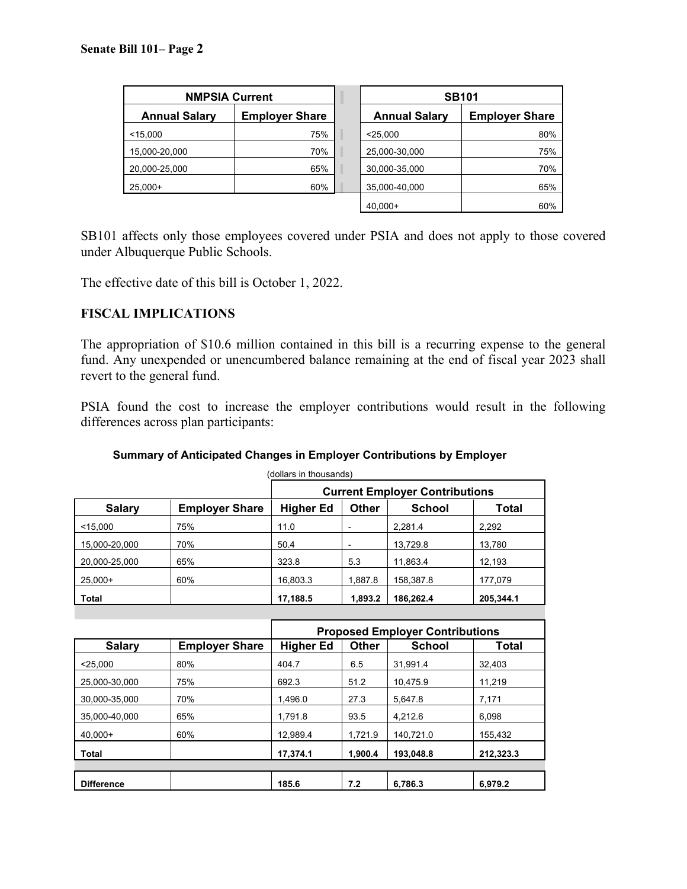| NMPSIA Current | | | SB101 | |
|---|---|---|---|---|
| **Annual Salary** | **Employer Share** | | **Annual Salary** | **Employer Share** |
| <15,000 | 75% | | <25,000 | 80% |
| 15,000-20,000 | 70% | | 25,000-30,000 | 75% |
| 20,000-25,000 | 65% | | 30,000-35,000 | 70% |
| 25,000+ | 60% | | 35,000-40,000 | 65% |
| | | | 40,000+ | 60% |

SB101 affects only those employees covered under PSIA and does not apply to those covered under Albuquerque Public Schools.

The effective date of this bill is October 1, 2022.

## FISCAL IMPLICATIONS

The appropriation of $10.6 million contained in this bill is a recurring expense to the general fund. Any unexpended or unencumbered balance remaining at the end of fiscal year 2023 shall revert to the general fund.

PSIA found the cost to increase the employer contributions would result in the following differences across plan participants:

**Summary of Anticipated Changes in Employer Contributions by Employer**

(dollars in thousands)

| | | Current Employer Contributions | | | |
|---|---|---|---|---|---|
| **Salary** | **Employer Share** | **Higher Ed** | **Other** | **School** | **Total** |
| <15,000 | 75% | 11.0 | - | 2,281.4 | 2,292 |
| 15,000-20,000 | 70% | 50.4 | - | 13,729.8 | 13,780 |
| 20,000-25,000 | 65% | 323.8 | 5.3 | 11,863.4 | 12,193 |
| 25,000+ | 60% | 16,803.3 | 1,887.8 | 158,387.8 | 177,079 |
| **Total** | | **17,188.5** | **1,893.2** | **186,262.4** | **205,344.1** |

| | | Proposed Employer Contributions | | | |
|---|---|---|---|---|---|
| **Salary** | **Employer Share** | **Higher Ed** | **Other** | **School** | **Total** |
| <25,000 | 80% | 404.7 | 6.5 | 31,991.4 | 32,403 |
| 25,000-30,000 | 75% | 692.3 | 51.2 | 10,475.9 | 11,219 |
| 30,000-35,000 | 70% | 1,496.0 | 27.3 | 5,647.8 | 7,171 |
| 35,000-40,000 | 65% | 1,791.8 | 93.5 | 4,212.6 | 6,098 |
| 40,000+ | 60% | 12,989.4 | 1,721.9 | 140,721.0 | 155,432 |
| **Total** | | **17,374.1** | **1,900.4** | **193,048.8** | **212,323.3** |
| **Difference** | | **185.6** | **7.2** | **6,786.3** | **6,979.2** |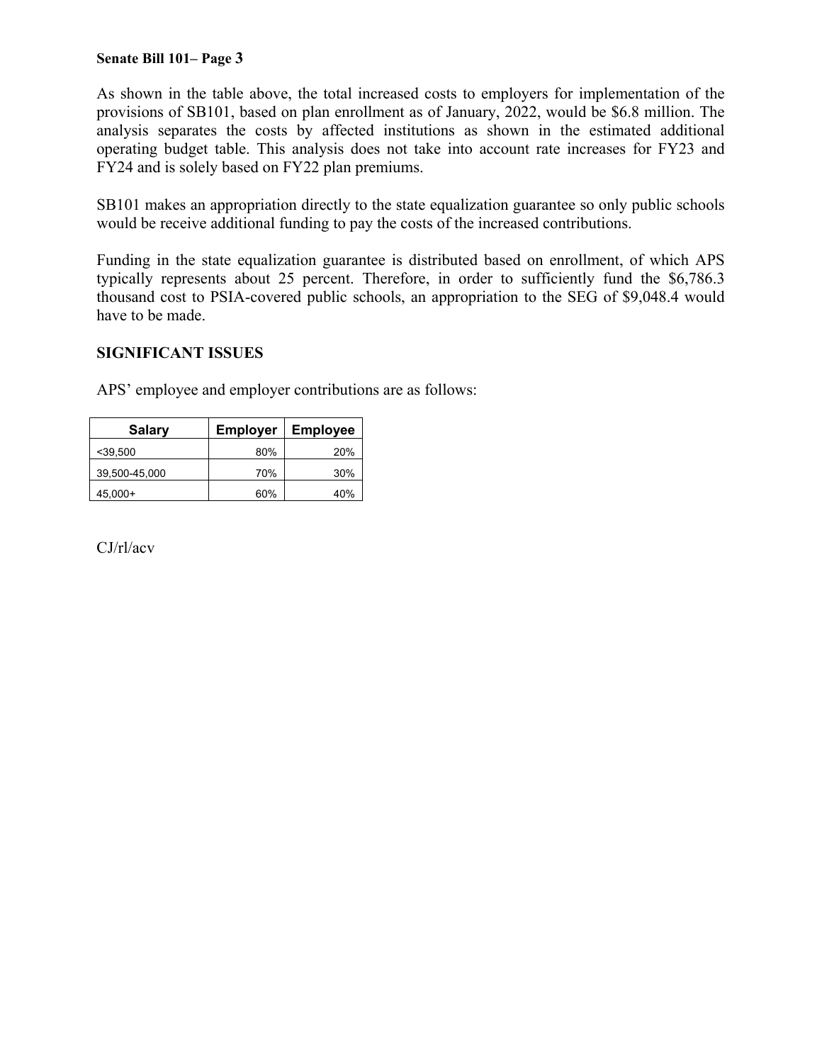As shown in the table above, the total increased costs to employers for implementation of the provisions of SB101, based on plan enrollment as of January, 2022, would be $6.8 million. The analysis separates the costs by affected institutions as shown in the estimated additional operating budget table. This analysis does not take into account rate increases for FY23 and FY24 and is solely based on FY22 plan premiums.

SB101 makes an appropriation directly to the state equalization guarantee so only public schools would be receive additional funding to pay the costs of the increased contributions.

Funding in the state equalization guarantee is distributed based on enrollment, of which APS typically represents about 25 percent. Therefore, in order to sufficiently fund the $6,786.3 thousand cost to PSIA-covered public schools, an appropriation to the SEG of $9,048.4 would have to be made.

## SIGNIFICANT ISSUES

APS' employee and employer contributions are as follows:

| Salary | Employer | Employee |
|---|---|---|
| <39,500 | 80% | 20% |
| 39,500-45,000 | 70% | 30% |
| 45,000+ | 60% | 40% |

CJ/rl/acv